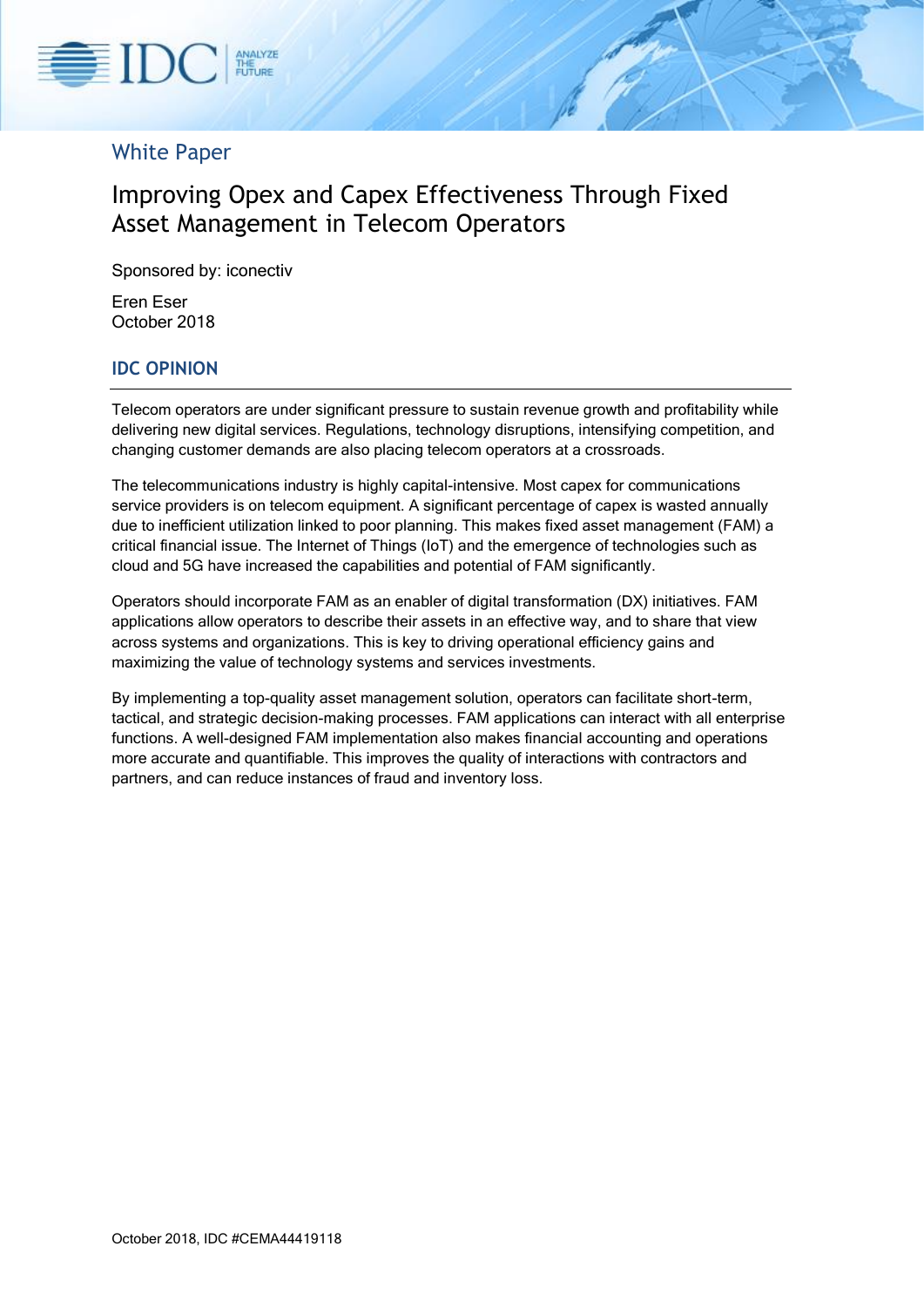White Paper

# Improving Opex and Capex Effectiveness Through Fixed Asset Management in Telecom Operators

Sponsored by: iconectiv

Eren Eser
October 2018

## IDC OPINION

Telecom operators are under significant pressure to sustain revenue growth and profitability while delivering new digital services. Regulations, technology disruptions, intensifying competition, and changing customer demands are also placing telecom operators at a crossroads.

The telecommunications industry is highly capital-intensive. Most capex for communications service providers is on telecom equipment. A significant percentage of capex is wasted annually due to inefficient utilization linked to poor planning. This makes fixed asset management (FAM) a critical financial issue. The Internet of Things (IoT) and the emergence of technologies such as cloud and 5G have increased the capabilities and potential of FAM significantly.

Operators should incorporate FAM as an enabler of digital transformation (DX) initiatives. FAM applications allow operators to describe their assets in an effective way, and to share that view across systems and organizations. This is key to driving operational efficiency gains and maximizing the value of technology systems and services investments.

By implementing a top-quality asset management solution, operators can facilitate short-term, tactical, and strategic decision-making processes. FAM applications can interact with all enterprise functions. A well-designed FAM implementation also makes financial accounting and operations more accurate and quantifiable. This improves the quality of interactions with contractors and partners, and can reduce instances of fraud and inventory loss.

October 2018, IDC #CEMA44419118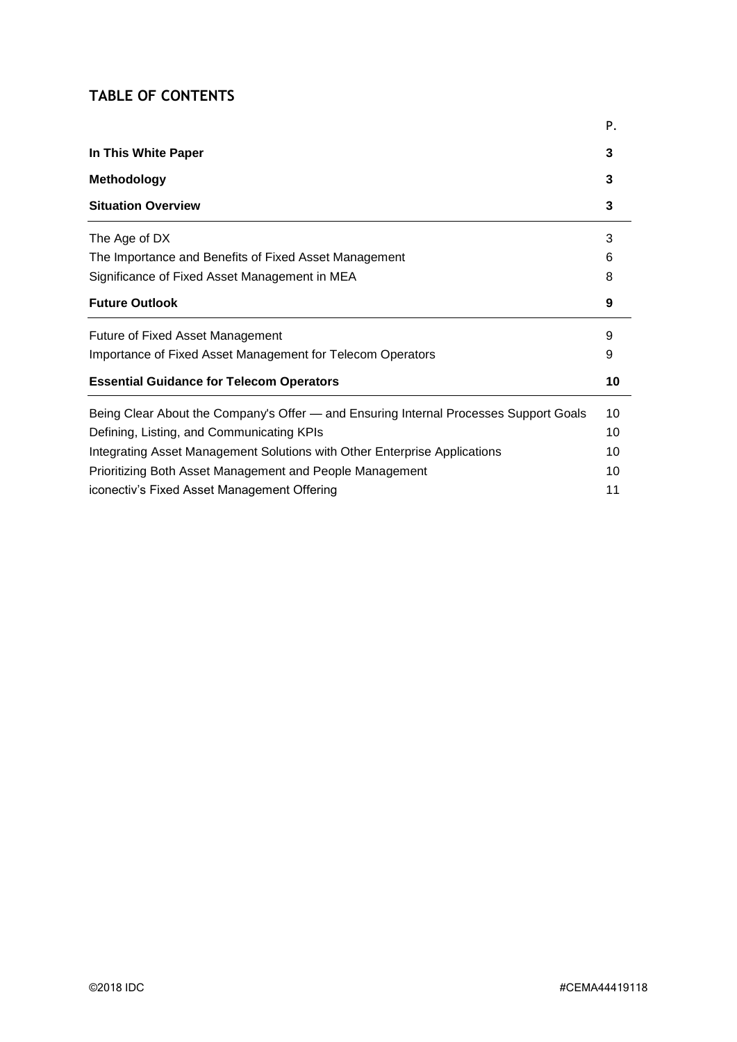## TABLE OF CONTENTS

| | P. |
|---|---|
| **In This White Paper** | **3** |
| **Methodology** | **3** |
| **Situation Overview** | **3** |
| The Age of DX | 3 |
| The Importance and Benefits of Fixed Asset Management | 6 |
| Significance of Fixed Asset Management in MEA | 8 |
| **Future Outlook** | **9** |
| Future of Fixed Asset Management | 9 |
| Importance of Fixed Asset Management for Telecom Operators | 9 |
| **Essential Guidance for Telecom Operators** | **10** |
| Being Clear About the Company's Offer — and Ensuring Internal Processes Support Goals | 10 |
| Defining, Listing, and Communicating KPIs | 10 |
| Integrating Asset Management Solutions with Other Enterprise Applications | 10 |
| Prioritizing Both Asset Management and People Management | 10 |
| iconectiv's Fixed Asset Management Offering | 11 |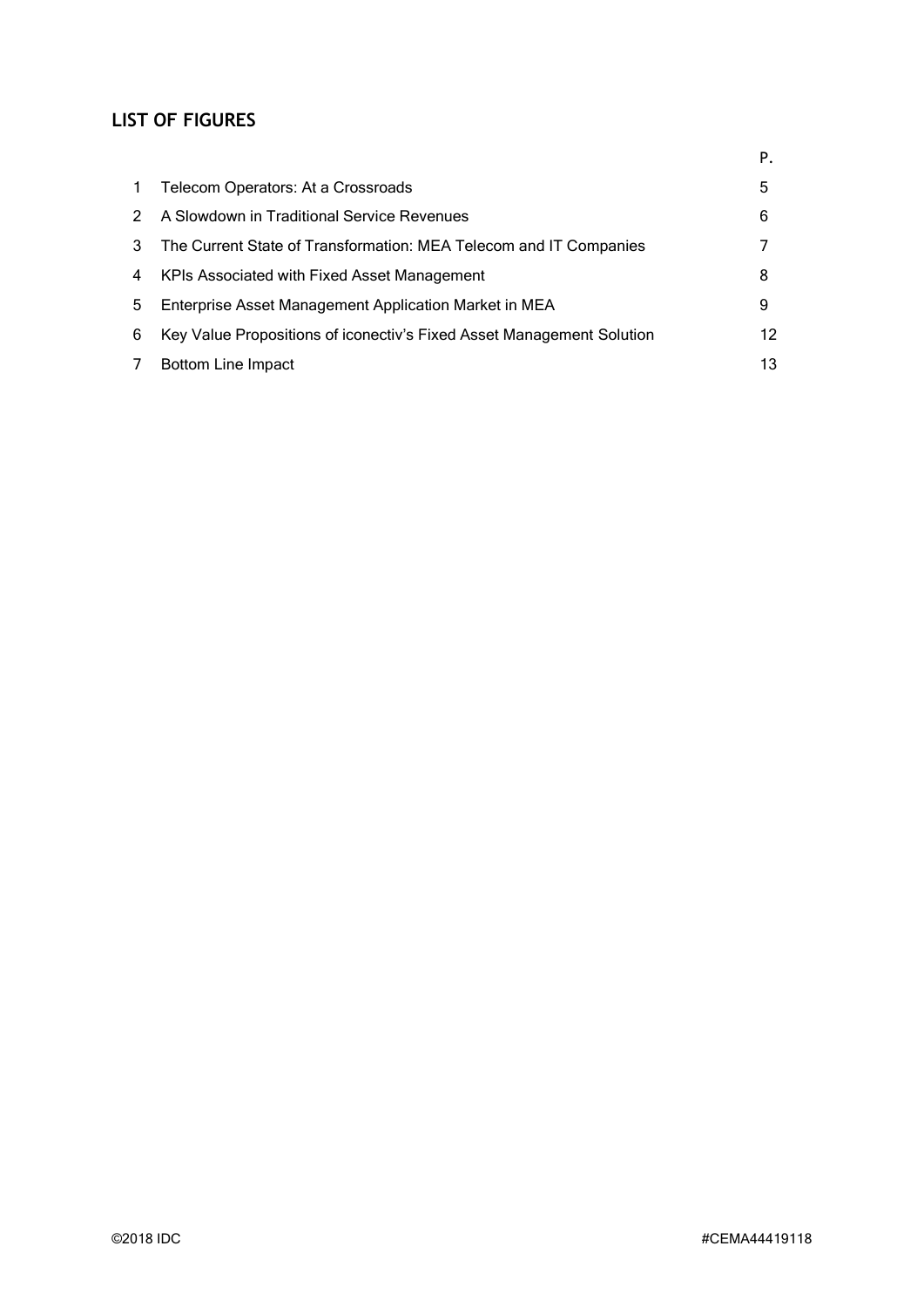## LIST OF FIGURES

| | | P. |
|---|---|---|
| 1 | Telecom Operators: At a Crossroads | 5 |
| 2 | A Slowdown in Traditional Service Revenues | 6 |
| 3 | The Current State of Transformation: MEA Telecom and IT Companies | 7 |
| 4 | KPIs Associated with Fixed Asset Management | 8 |
| 5 | Enterprise Asset Management Application Market in MEA | 9 |
| 6 | Key Value Propositions of iconectiv's Fixed Asset Management Solution | 12 |
| 7 | Bottom Line Impact | 13 |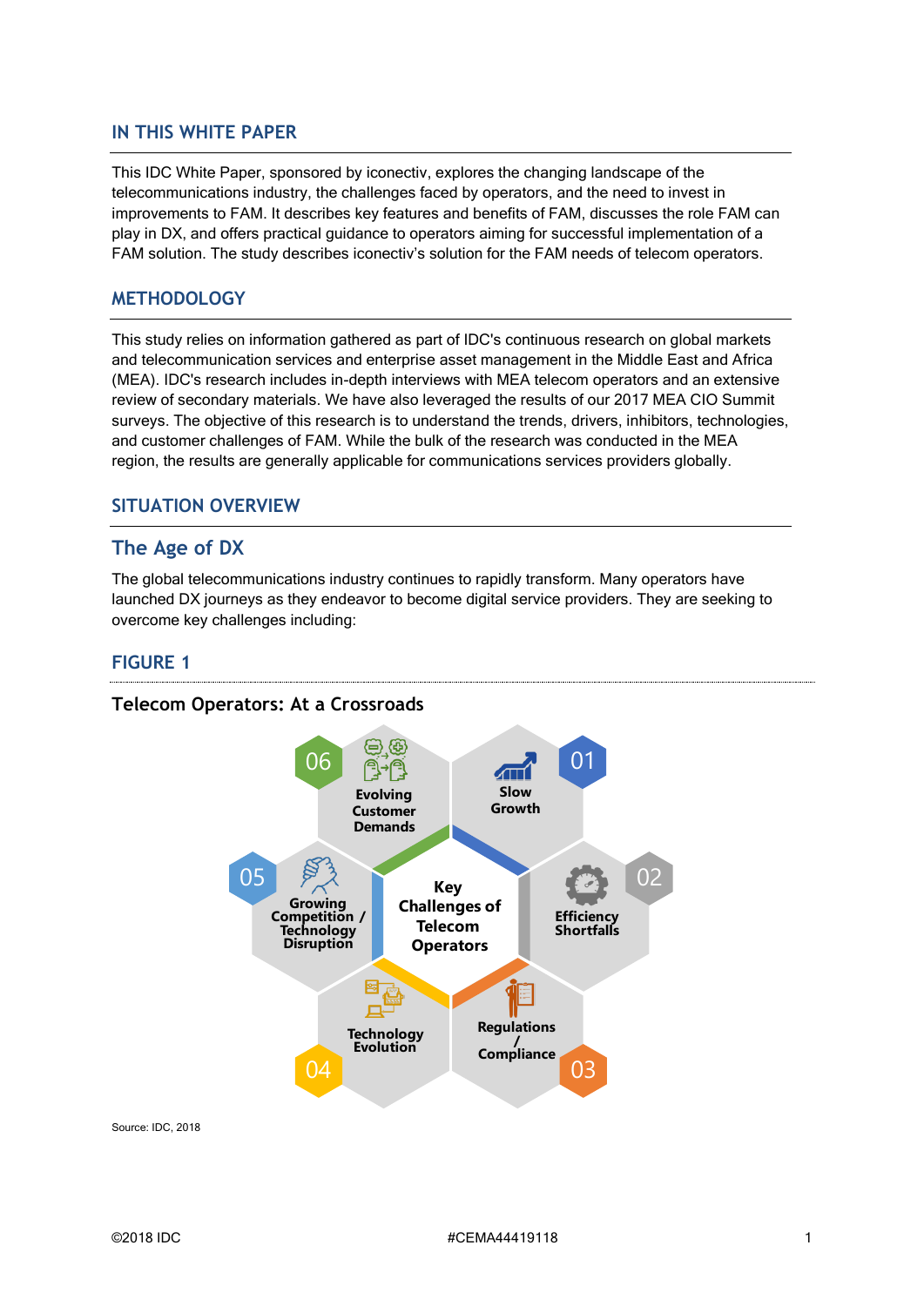## IN THIS WHITE PAPER

This IDC White Paper, sponsored by iconectiv, explores the changing landscape of the telecommunications industry, the challenges faced by operators, and the need to invest in improvements to FAM. It describes key features and benefits of FAM, discusses the role FAM can play in DX, and offers practical guidance to operators aiming for successful implementation of a FAM solution. The study describes iconectiv's solution for the FAM needs of telecom operators.

## METHODOLOGY

This study relies on information gathered as part of IDC's continuous research on global markets and telecommunication services and enterprise asset management in the Middle East and Africa (MEA). IDC's research includes in-depth interviews with MEA telecom operators and an extensive review of secondary materials. We have also leveraged the results of our 2017 MEA CIO Summit surveys. The objective of this research is to understand the trends, drivers, inhibitors, technologies, and customer challenges of FAM. While the bulk of the research was conducted in the MEA region, the results are generally applicable for communications services providers globally.

## SITUATION OVERVIEW

### The Age of DX

The global telecommunications industry continues to rapidly transform. Many operators have launched DX journeys as they endeavor to become digital service providers. They are seeking to overcome key challenges including:

#### FIGURE 1

**Telecom Operators: At a Crossroads**

Key Challenges of Telecom Operators

- 01 Slow Growth
- 02 Efficiency Shortfalls
- 03 Regulations / Compliance
- 04 Technology Evolution
- 05 Growing Competition / Technology Disruption
- 06 Evolving Customer Demands

Source: IDC, 2018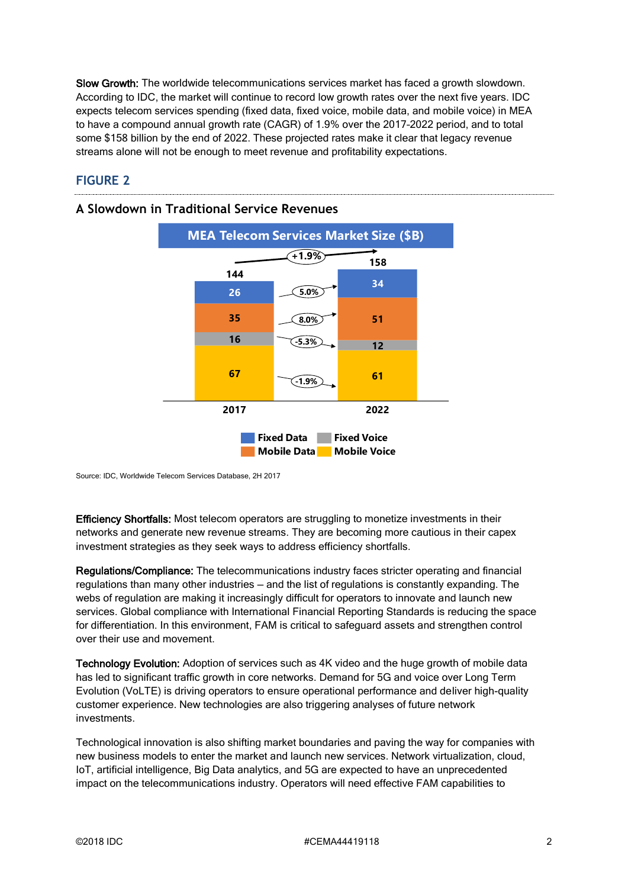**Slow Growth:** The worldwide telecommunications services market has faced a growth slowdown. According to IDC, the market will continue to record low growth rates over the next five years. IDC expects telecom services spending (fixed data, fixed voice, mobile data, and mobile voice) in MEA to have a compound annual growth rate (CAGR) of 1.9% over the 2017-2022 period, and to total some $158 billion by the end of 2022. These projected rates make it clear that legacy revenue streams alone will not be enough to meet revenue and profitability expectations.

## FIGURE 2

### A Slowdown in Traditional Service Revenues

**MEA Telecom Services Market Size ($B)**

| | 2017 | 2022 | CAGR |
|---|---|---|---|
| Fixed Data | 26 | 34 | 5.0% |
| Mobile Data | 35 | 51 | 8.0% |
| Fixed Voice | 16 | 12 | -5.3% |
| Mobile Voice | 67 | 61 | -1.9% |
| Total | 144 | 158 | +1.9% |

Source: IDC, Worldwide Telecom Services Database, 2H 2017

**Efficiency Shortfalls:** Most telecom operators are struggling to monetize investments in their networks and generate new revenue streams. They are becoming more cautious in their capex investment strategies as they seek ways to address efficiency shortfalls.

**Regulations/Compliance:** The telecommunications industry faces stricter operating and financial regulations than many other industries – and the list of regulations is constantly expanding. The webs of regulation are making it increasingly difficult for operators to innovate and launch new services. Global compliance with International Financial Reporting Standards is reducing the space for differentiation. In this environment, FAM is critical to safeguard assets and strengthen control over their use and movement.

**Technology Evolution:** Adoption of services such as 4K video and the huge growth of mobile data has led to significant traffic growth in core networks. Demand for 5G and voice over Long Term Evolution (VoLTE) is driving operators to ensure operational performance and deliver high-quality customer experience. New technologies are also triggering analyses of future network investments.

Technological innovation is also shifting market boundaries and paving the way for companies with new business models to enter the market and launch new services. Network virtualization, cloud, IoT, artificial intelligence, Big Data analytics, and 5G are expected to have an unprecedented impact on the telecommunications industry. Operators will need effective FAM capabilities to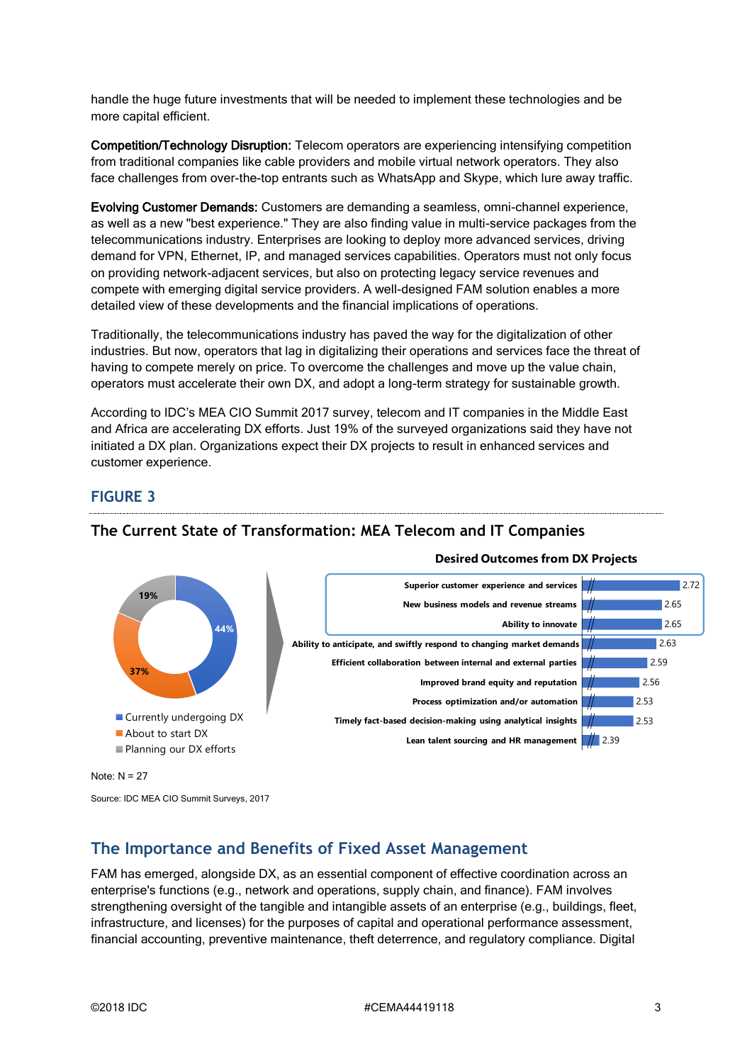handle the huge future investments that will be needed to implement these technologies and be more capital efficient.

**Competition/Technology Disruption:** Telecom operators are experiencing intensifying competition from traditional companies like cable providers and mobile virtual network operators. They also face challenges from over-the-top entrants such as WhatsApp and Skype, which lure away traffic.

**Evolving Customer Demands:** Customers are demanding a seamless, omni-channel experience, as well as a new "best experience." They are also finding value in multi-service packages from the telecommunications industry. Enterprises are looking to deploy more advanced services, driving demand for VPN, Ethernet, IP, and managed services capabilities. Operators must not only focus on providing network-adjacent services, but also on protecting legacy service revenues and compete with emerging digital service providers. A well-designed FAM solution enables a more detailed view of these developments and the financial implications of operations.

Traditionally, the telecommunications industry has paved the way for the digitalization of other industries. But now, operators that lag in digitalizing their operations and services face the threat of having to compete merely on price. To overcome the challenges and move up the value chain, operators must accelerate their own DX, and adopt a long-term strategy for sustainable growth.

According to IDC's MEA CIO Summit 2017 survey, telecom and IT companies in the Middle East and Africa are accelerating DX efforts. Just 19% of the surveyed organizations said they have not initiated a DX plan. Organizations expect their DX projects to result in enhanced services and customer experience.

## FIGURE 3

### The Current State of Transformation: MEA Telecom and IT Companies

| DX status | Share |
|---|---|
| Currently undergoing DX | 44% |
| About to start DX | 37% |
| Planning our DX efforts | 19% |

**Desired Outcomes from DX Projects**

| Outcome | Score |
|---|---|
| Superior customer experience and services | 2.72 |
| New business models and revenue streams | 2.65 |
| Ability to innovate | 2.65 |
| Ability to anticipate, and swiftly respond to changing market demands | 2.63 |
| Efficient collaboration between internal and external parties | 2.59 |
| Improved brand equity and reputation | 2.56 |
| Process optimization and/or automation | 2.53 |
| Timely fact-based decision-making using analytical insights | 2.53 |
| Lean talent sourcing and HR management | 2.39 |

Note: N = 27

Source: IDC MEA CIO Summit Surveys, 2017

## The Importance and Benefits of Fixed Asset Management

FAM has emerged, alongside DX, as an essential component of effective coordination across an enterprise's functions (e.g., network and operations, supply chain, and finance). FAM involves strengthening oversight of the tangible and intangible assets of an enterprise (e.g., buildings, fleet, infrastructure, and licenses) for the purposes of capital and operational performance assessment, financial accounting, preventive maintenance, theft deterrence, and regulatory compliance. Digital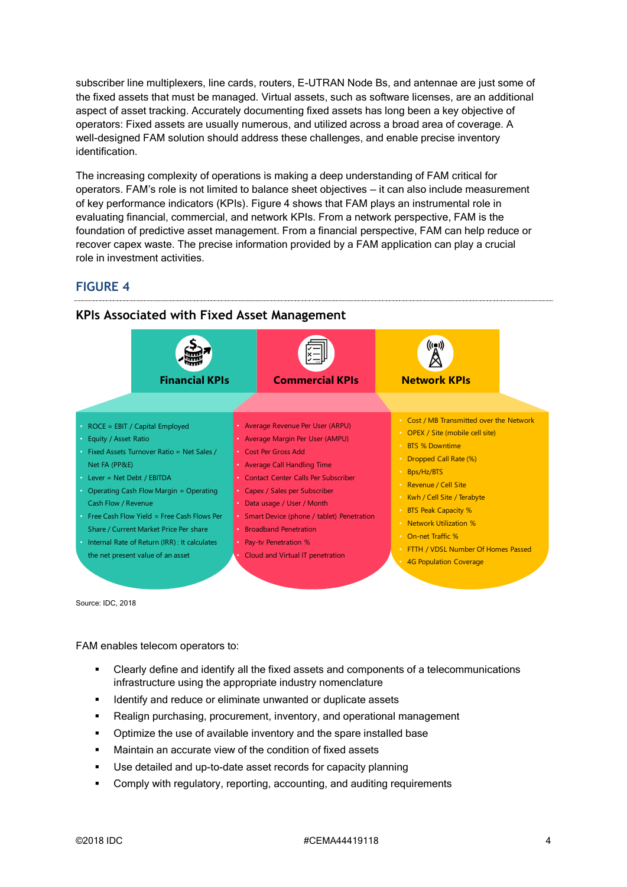subscriber line multiplexers, line cards, routers, E-UTRAN Node Bs, and antennae are just some of the fixed assets that must be managed. Virtual assets, such as software licenses, are an additional aspect of asset tracking. Accurately documenting fixed assets has long been a key objective of operators: Fixed assets are usually numerous, and utilized across a broad area of coverage. A well-designed FAM solution should address these challenges, and enable precise inventory identification.

The increasing complexity of operations is making a deep understanding of FAM critical for operators. FAM's role is not limited to balance sheet objectives — it can also include measurement of key performance indicators (KPIs). Figure 4 shows that FAM plays an instrumental role in evaluating financial, commercial, and network KPIs. From a network perspective, FAM is the foundation of predictive asset management. From a financial perspective, FAM can help reduce or recover capex waste. The precise information provided by a FAM application can play a crucial role in investment activities.

## FIGURE 4

### KPIs Associated with Fixed Asset Management

**Financial KPIs**

- ROCE = EBIT / Capital Employed
- Equity / Asset Ratio
- Fixed Assets Turnover Ratio = Net Sales / Net FA (PP&E)
- Lever = Net Debt / EBITDA
- Operating Cash Flow Margin = Operating Cash Flow / Revenue
- Free Cash Flow Yield = Free Cash Flows Per Share / Current Market Price Per share
- Internal Rate of Return (IRR): It calculates the net present value of an asset

**Commercial KPIs**

- Average Revenue Per User (ARPU)
- Average Margin Per User (AMPU)
- Cost Per Gross Add
- Average Call Handling Time
- Contact Center Calls Per Subscriber
- Capex / Sales per Subscriber
- Data usage / User / Month
- Smart Device (phone / tablet) Penetration
- Broadband Penetration
- Pay-tv Penetration %
- Cloud and Virtual IT penetration

**Network KPIs**

- Cost / MB Transmitted over the Network
- OPEX / Site (mobile cell site)
- BTS % Downtime
- Dropped Call Rate (%)
- Bps/Hz/BTS
- Revenue / Cell Site
- Kwh / Cell Site / Terabyte
- BTS Peak Capacity %
- Network Utilization %
- On-net Traffic %
- FTTH / VDSL Number Of Homes Passed
- 4G Population Coverage

Source: IDC, 2018

FAM enables telecom operators to:

- Clearly define and identify all the fixed assets and components of a telecommunications infrastructure using the appropriate industry nomenclature
- Identify and reduce or eliminate unwanted or duplicate assets
- Realign purchasing, procurement, inventory, and operational management
- Optimize the use of available inventory and the spare installed base
- Maintain an accurate view of the condition of fixed assets
- Use detailed and up-to-date asset records for capacity planning
- Comply with regulatory, reporting, accounting, and auditing requirements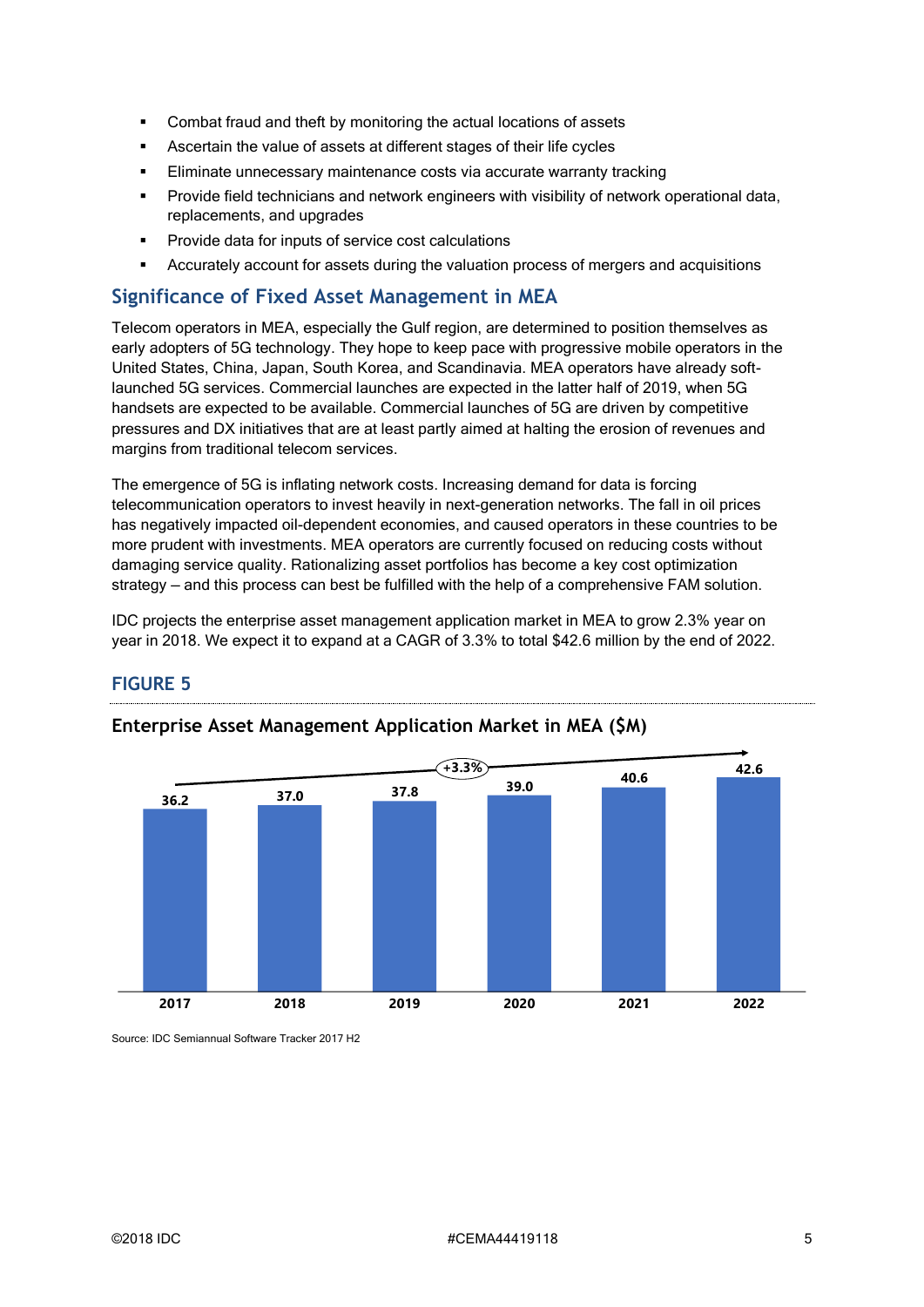- Combat fraud and theft by monitoring the actual locations of assets
- Ascertain the value of assets at different stages of their life cycles
- Eliminate unnecessary maintenance costs via accurate warranty tracking
- Provide field technicians and network engineers with visibility of network operational data, replacements, and upgrades
- Provide data for inputs of service cost calculations
- Accurately account for assets during the valuation process of mergers and acquisitions

## Significance of Fixed Asset Management in MEA

Telecom operators in MEA, especially the Gulf region, are determined to position themselves as early adopters of 5G technology. They hope to keep pace with progressive mobile operators in the United States, China, Japan, South Korea, and Scandinavia. MEA operators have already soft-launched 5G services. Commercial launches are expected in the latter half of 2019, when 5G handsets are expected to be available. Commercial launches of 5G are driven by competitive pressures and DX initiatives that are at least partly aimed at halting the erosion of revenues and margins from traditional telecom services.

The emergence of 5G is inflating network costs. Increasing demand for data is forcing telecommunication operators to invest heavily in next-generation networks. The fall in oil prices has negatively impacted oil-dependent economies, and caused operators in these countries to be more prudent with investments. MEA operators are currently focused on reducing costs without damaging service quality. Rationalizing asset portfolios has become a key cost optimization strategy — and this process can best be fulfilled with the help of a comprehensive FAM solution.

IDC projects the enterprise asset management application market in MEA to grow 2.3% year on year in 2018. We expect it to expand at a CAGR of 3.3% to total $42.6 million by the end of 2022.

### FIGURE 5

**Enterprise Asset Management Application Market in MEA ($M)**

| 2017 | 2018 | 2019 | 2020 | 2021 | 2022 |
|---|---|---|---|---|---|
| 36.2 | 37.0 | 37.8 | 39.0 | 40.6 | 42.6 |

CAGR: +3.3%

Source: IDC Semiannual Software Tracker 2017 H2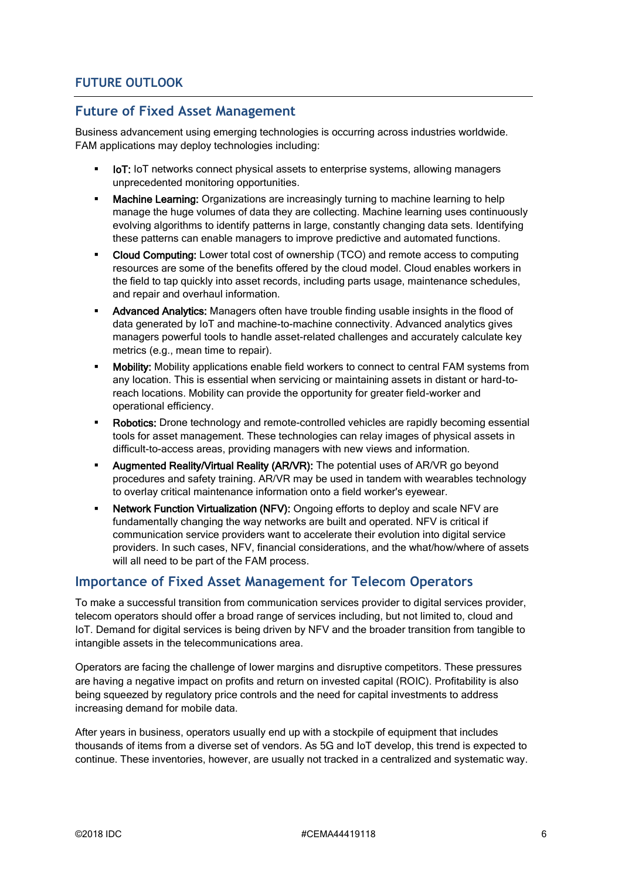## FUTURE OUTLOOK

### Future of Fixed Asset Management

Business advancement using emerging technologies is occurring across industries worldwide. FAM applications may deploy technologies including:

- **IoT:** IoT networks connect physical assets to enterprise systems, allowing managers unprecedented monitoring opportunities.
- **Machine Learning:** Organizations are increasingly turning to machine learning to help manage the huge volumes of data they are collecting. Machine learning uses continuously evolving algorithms to identify patterns in large, constantly changing data sets. Identifying these patterns can enable managers to improve predictive and automated functions.
- **Cloud Computing:** Lower total cost of ownership (TCO) and remote access to computing resources are some of the benefits offered by the cloud model. Cloud enables workers in the field to tap quickly into asset records, including parts usage, maintenance schedules, and repair and overhaul information.
- **Advanced Analytics:** Managers often have trouble finding usable insights in the flood of data generated by IoT and machine-to-machine connectivity. Advanced analytics gives managers powerful tools to handle asset-related challenges and accurately calculate key metrics (e.g., mean time to repair).
- **Mobility:** Mobility applications enable field workers to connect to central FAM systems from any location. This is essential when servicing or maintaining assets in distant or hard-to-reach locations. Mobility can provide the opportunity for greater field-worker and operational efficiency.
- **Robotics:** Drone technology and remote-controlled vehicles are rapidly becoming essential tools for asset management. These technologies can relay images of physical assets in difficult-to-access areas, providing managers with new views and information.
- **Augmented Reality/Virtual Reality (AR/VR):** The potential uses of AR/VR go beyond procedures and safety training. AR/VR may be used in tandem with wearables technology to overlay critical maintenance information onto a field worker's eyewear.
- **Network Function Virtualization (NFV):** Ongoing efforts to deploy and scale NFV are fundamentally changing the way networks are built and operated. NFV is critical if communication service providers want to accelerate their evolution into digital service providers. In such cases, NFV, financial considerations, and the what/how/where of assets will all need to be part of the FAM process.

### Importance of Fixed Asset Management for Telecom Operators

To make a successful transition from communication services provider to digital services provider, telecom operators should offer a broad range of services including, but not limited to, cloud and IoT. Demand for digital services is being driven by NFV and the broader transition from tangible to intangible assets in the telecommunications area.

Operators are facing the challenge of lower margins and disruptive competitors. These pressures are having a negative impact on profits and return on invested capital (ROIC). Profitability is also being squeezed by regulatory price controls and the need for capital investments to address increasing demand for mobile data.

After years in business, operators usually end up with a stockpile of equipment that includes thousands of items from a diverse set of vendors. As 5G and IoT develop, this trend is expected to continue. These inventories, however, are usually not tracked in a centralized and systematic way.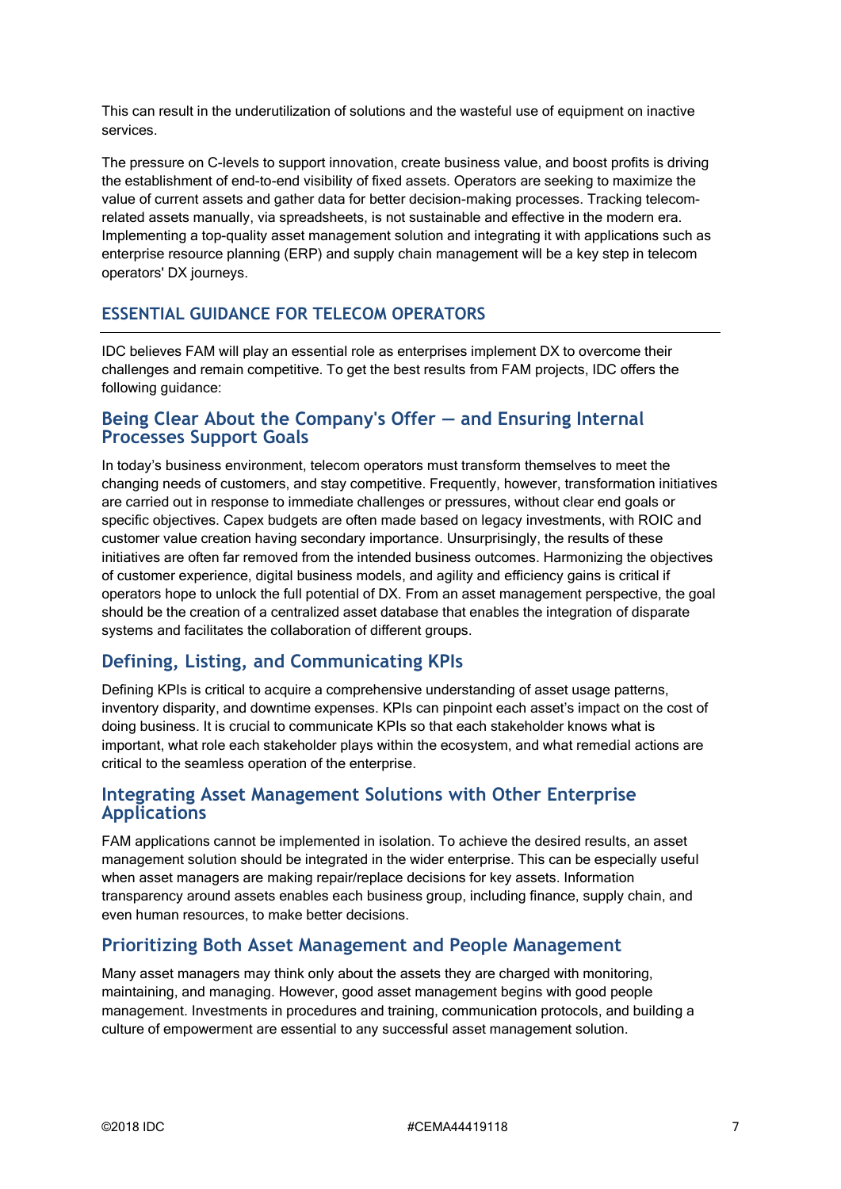This can result in the underutilization of solutions and the wasteful use of equipment on inactive services.

The pressure on C-levels to support innovation, create business value, and boost profits is driving the establishment of end-to-end visibility of fixed assets. Operators are seeking to maximize the value of current assets and gather data for better decision-making processes. Tracking telecom-related assets manually, via spreadsheets, is not sustainable and effective in the modern era. Implementing a top-quality asset management solution and integrating it with applications such as enterprise resource planning (ERP) and supply chain management will be a key step in telecom operators' DX journeys.

## ESSENTIAL GUIDANCE FOR TELECOM OPERATORS

IDC believes FAM will play an essential role as enterprises implement DX to overcome their challenges and remain competitive. To get the best results from FAM projects, IDC offers the following guidance:

### Being Clear About the Company's Offer — and Ensuring Internal Processes Support Goals

In today's business environment, telecom operators must transform themselves to meet the changing needs of customers, and stay competitive. Frequently, however, transformation initiatives are carried out in response to immediate challenges or pressures, without clear end goals or specific objectives. Capex budgets are often made based on legacy investments, with ROIC and customer value creation having secondary importance. Unsurprisingly, the results of these initiatives are often far removed from the intended business outcomes. Harmonizing the objectives of customer experience, digital business models, and agility and efficiency gains is critical if operators hope to unlock the full potential of DX. From an asset management perspective, the goal should be the creation of a centralized asset database that enables the integration of disparate systems and facilitates the collaboration of different groups.

### Defining, Listing, and Communicating KPIs

Defining KPIs is critical to acquire a comprehensive understanding of asset usage patterns, inventory disparity, and downtime expenses. KPIs can pinpoint each asset's impact on the cost of doing business. It is crucial to communicate KPIs so that each stakeholder knows what is important, what role each stakeholder plays within the ecosystem, and what remedial actions are critical to the seamless operation of the enterprise.

### Integrating Asset Management Solutions with Other Enterprise Applications

FAM applications cannot be implemented in isolation. To achieve the desired results, an asset management solution should be integrated in the wider enterprise. This can be especially useful when asset managers are making repair/replace decisions for key assets. Information transparency around assets enables each business group, including finance, supply chain, and even human resources, to make better decisions.

### Prioritizing Both Asset Management and People Management

Many asset managers may think only about the assets they are charged with monitoring, maintaining, and managing. However, good asset management begins with good people management. Investments in procedures and training, communication protocols, and building a culture of empowerment are essential to any successful asset management solution.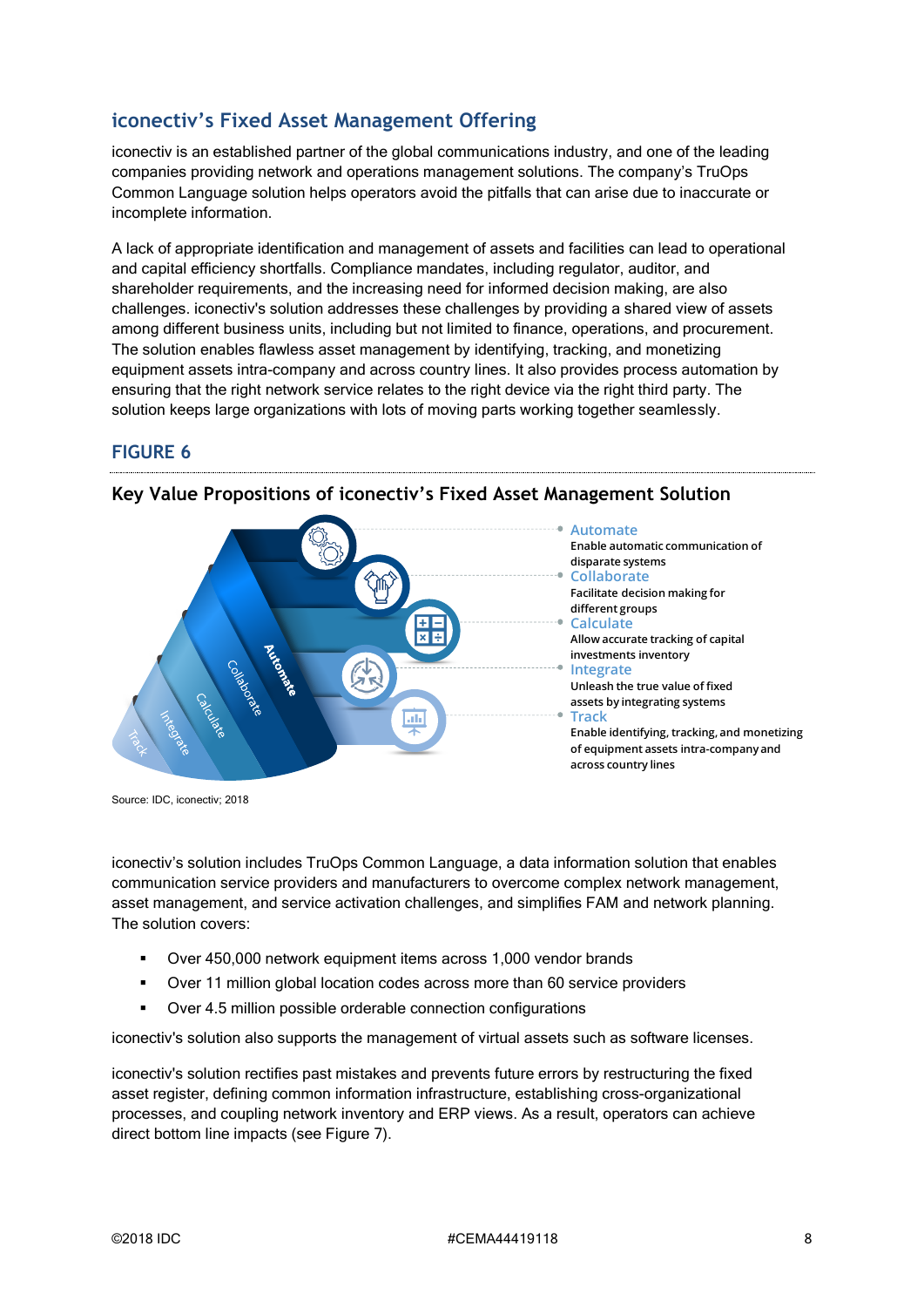## iconectiv's Fixed Asset Management Offering

iconectiv is an established partner of the global communications industry, and one of the leading companies providing network and operations management solutions. The company's TruOps Common Language solution helps operators avoid the pitfalls that can arise due to inaccurate or incomplete information.

A lack of appropriate identification and management of assets and facilities can lead to operational and capital efficiency shortfalls. Compliance mandates, including regulator, auditor, and shareholder requirements, and the increasing need for informed decision making, are also challenges. iconectiv's solution addresses these challenges by providing a shared view of assets among different business units, including but not limited to finance, operations, and procurement. The solution enables flawless asset management by identifying, tracking, and monetizing equipment assets intra-company and across country lines. It also provides process automation by ensuring that the right network service relates to the right device via the right third party. The solution keeps large organizations with lots of moving parts working together seamlessly.

### FIGURE 6

**Key Value Propositions of iconectiv's Fixed Asset Management Solution**

- **Automate** — Enable automatic communication of disparate systems
- **Collaborate** — Facilitate decision making for different groups
- **Calculate** — Allow accurate tracking of capital investments inventory
- **Integrate** — Unleash the true value of fixed assets by integrating systems
- **Track** — Enable identifying, tracking, and monetizing of equipment assets intra-company and across country lines

Source: IDC, iconectiv; 2018

iconectiv's solution includes TruOps Common Language, a data information solution that enables communication service providers and manufacturers to overcome complex network management, asset management, and service activation challenges, and simplifies FAM and network planning. The solution covers:

- Over 450,000 network equipment items across 1,000 vendor brands
- Over 11 million global location codes across more than 60 service providers
- Over 4.5 million possible orderable connection configurations

iconectiv's solution also supports the management of virtual assets such as software licenses.

iconectiv's solution rectifies past mistakes and prevents future errors by restructuring the fixed asset register, defining common information infrastructure, establishing cross-organizational processes, and coupling network inventory and ERP views. As a result, operators can achieve direct bottom line impacts (see Figure 7).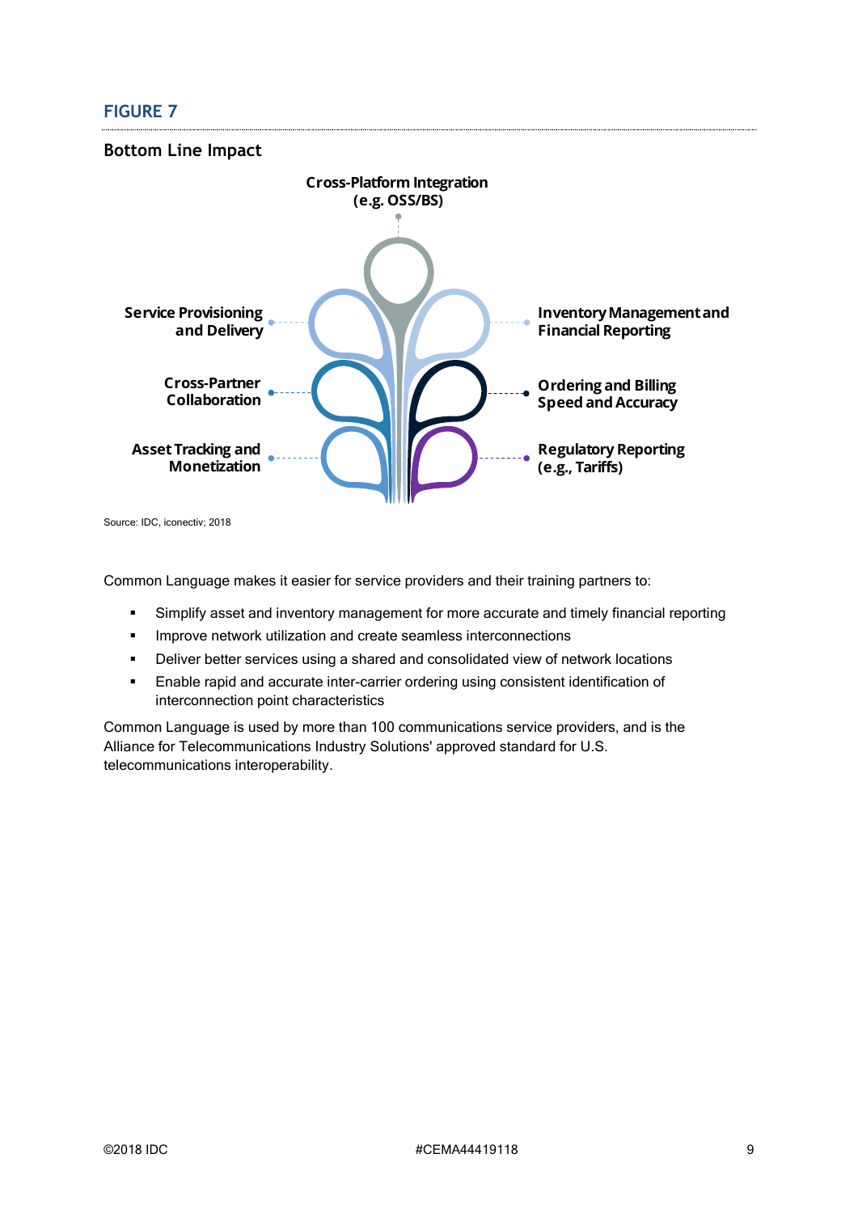## FIGURE 7

### Bottom Line Impact

Cross-Platform Integration (e.g. OSS/BS)

Service Provisioning and Delivery

Inventory Management and Financial Reporting

Cross-Partner Collaboration

Ordering and Billing Speed and Accuracy

Asset Tracking and Monetization

Regulatory Reporting (e.g., Tariffs)

Source: IDC, iconectiv; 2018

Common Language makes it easier for service providers and their training partners to:

- Simplify asset and inventory management for more accurate and timely financial reporting
- Improve network utilization and create seamless interconnections
- Deliver better services using a shared and consolidated view of network locations
- Enable rapid and accurate inter-carrier ordering using consistent identification of interconnection point characteristics

Common Language is used by more than 100 communications service providers, and is the Alliance for Telecommunications Industry Solutions' approved standard for U.S. telecommunications interoperability.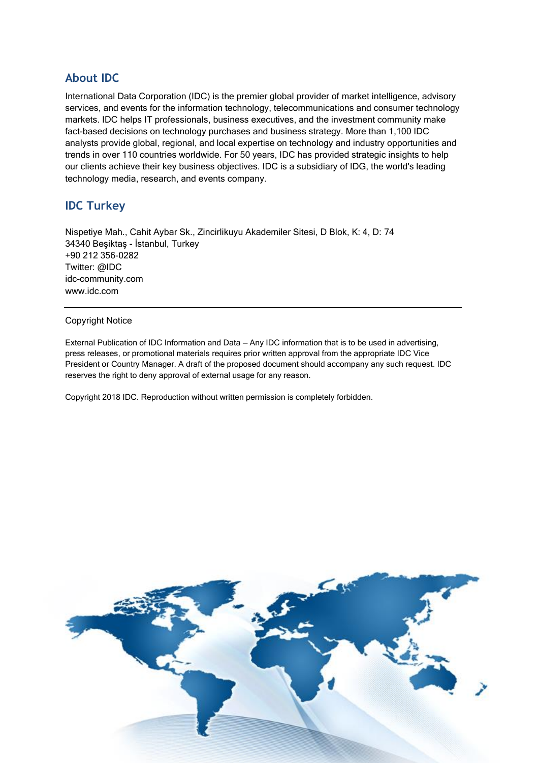## About IDC

International Data Corporation (IDC) is the premier global provider of market intelligence, advisory services, and events for the information technology, telecommunications and consumer technology markets. IDC helps IT professionals, business executives, and the investment community make fact-based decisions on technology purchases and business strategy. More than 1,100 IDC analysts provide global, regional, and local expertise on technology and industry opportunities and trends in over 110 countries worldwide. For 50 years, IDC has provided strategic insights to help our clients achieve their key business objectives. IDC is a subsidiary of IDG, the world's leading technology media, research, and events company.

## IDC Turkey

Nispetiye Mah., Cahit Aybar Sk., Zincirlikuyu Akademiler Sitesi, D Blok, K: 4, D: 74
34340 Beşiktaş - İstanbul, Turkey
+90 212 356-0282
Twitter: @IDC
idc-community.com
www.idc.com

---

Copyright Notice

External Publication of IDC Information and Data — Any IDC information that is to be used in advertising, press releases, or promotional materials requires prior written approval from the appropriate IDC Vice President or Country Manager. A draft of the proposed document should accompany any such request. IDC reserves the right to deny approval of external usage for any reason.

Copyright 2018 IDC. Reproduction without written permission is completely forbidden.